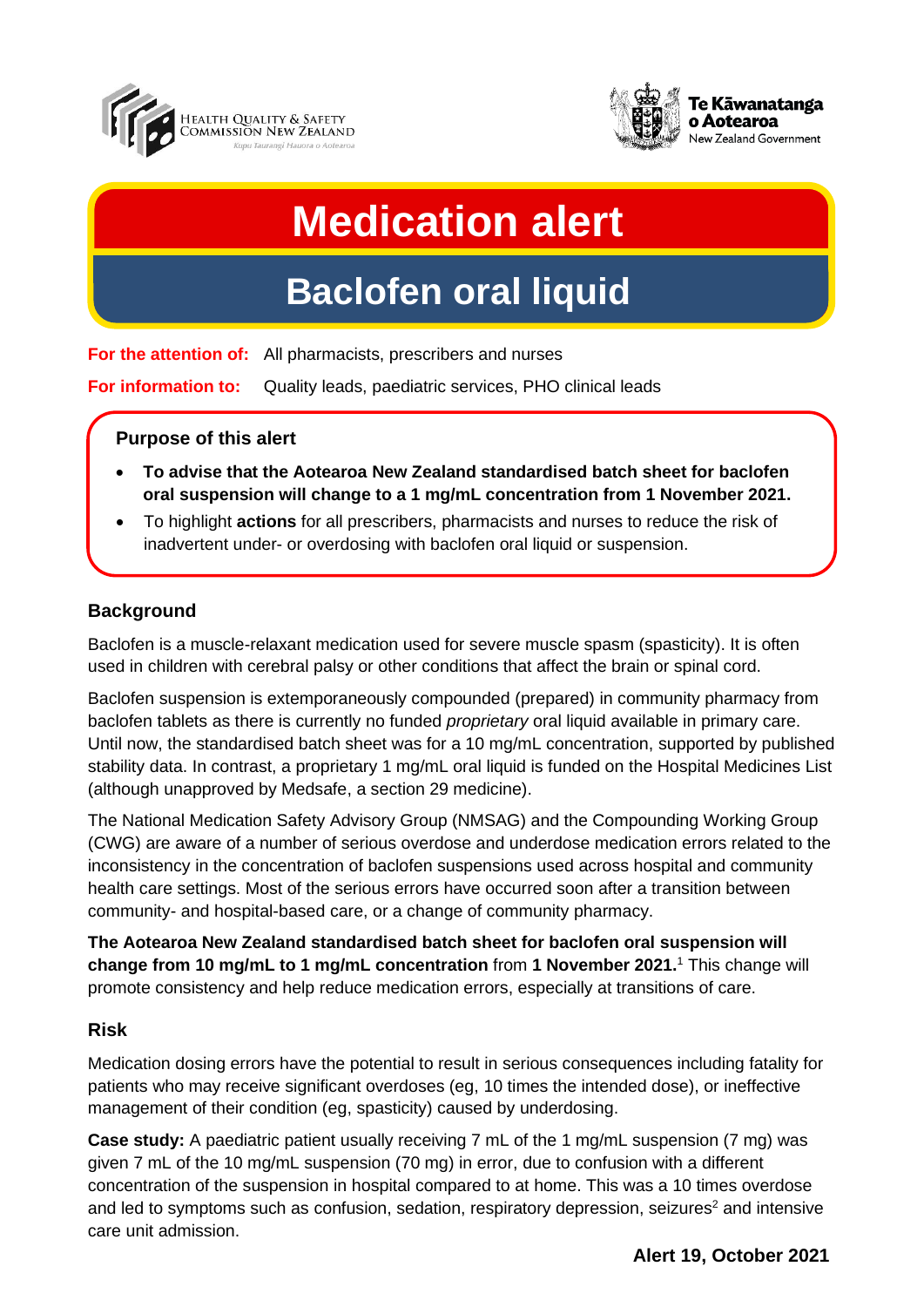Health Quality & Safety Commission New Zealand
Kupu Taurangi Hauora o Aotearoa

Te Kāwanatanga o Aotearoa
New Zealand Government

# Medication alert

## Baclofen oral liquid

**For the attention of:** All pharmacists, prescribers and nurses

**For information to:** Quality leads, paediatric services, PHO clinical leads

### Purpose of this alert

- **To advise that the Aotearoa New Zealand standardised batch sheet for baclofen oral suspension will change to a 1 mg/mL concentration from 1 November 2021.**
- To highlight **actions** for all prescribers, pharmacists and nurses to reduce the risk of inadvertent under- or overdosing with baclofen oral liquid or suspension.

### Background

Baclofen is a muscle-relaxant medication used for severe muscle spasm (spasticity). It is often used in children with cerebral palsy or other conditions that affect the brain or spinal cord.

Baclofen suspension is extemporaneously compounded (prepared) in community pharmacy from baclofen tablets as there is currently no funded *proprietary* oral liquid available in primary care. Until now, the standardised batch sheet was for a 10 mg/mL concentration, supported by published stability data. In contrast, a proprietary 1 mg/mL oral liquid is funded on the Hospital Medicines List (although unapproved by Medsafe, a section 29 medicine).

The National Medication Safety Advisory Group (NMSAG) and the Compounding Working Group (CWG) are aware of a number of serious overdose and underdose medication errors related to the inconsistency in the concentration of baclofen suspensions used across hospital and community health care settings. Most of the serious errors have occurred soon after a transition between community- and hospital-based care, or a change of community pharmacy.

**The Aotearoa New Zealand standardised batch sheet for baclofen oral suspension will change from 10 mg/mL to 1 mg/mL concentration** from **1 November 2021.**[1] This change will promote consistency and help reduce medication errors, especially at transitions of care.

### Risk

Medication dosing errors have the potential to result in serious consequences including fatality for patients who may receive significant overdoses (eg, 10 times the intended dose), or ineffective management of their condition (eg, spasticity) caused by underdosing.

**Case study:** A paediatric patient usually receiving 7 mL of the 1 mg/mL suspension (7 mg) was given 7 mL of the 10 mg/mL suspension (70 mg) in error, due to confusion with a different concentration of the suspension in hospital compared to at home. This was a 10 times overdose and led to symptoms such as confusion, sedation, respiratory depression, seizures[2] and intensive care unit admission.

**Alert 19, October 2021**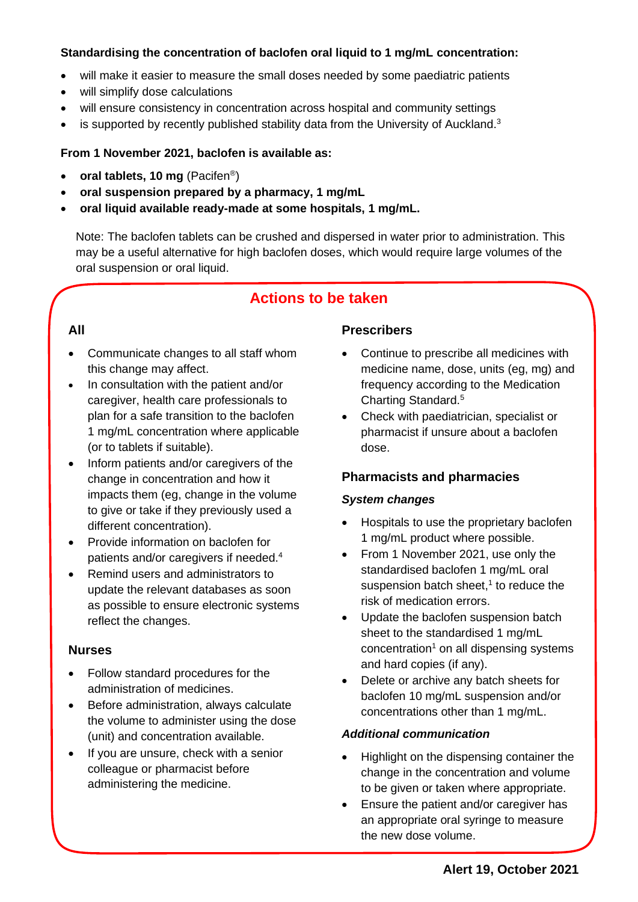**Standardising the concentration of baclofen oral liquid to 1 mg/mL concentration:**

- will make it easier to measure the small doses needed by some paediatric patients
- will simplify dose calculations
- will ensure consistency in concentration across hospital and community settings
- is supported by recently published stability data from the University of Auckland.[3]

**From 1 November 2021, baclofen is available as:**

- **oral tablets, 10 mg** (Pacifen®)
- **oral suspension prepared by a pharmacy, 1 mg/mL**
- **oral liquid available ready-made at some hospitals, 1 mg/mL.**

Note: The baclofen tablets can be crushed and dispersed in water prior to administration. This may be a useful alternative for high baclofen doses, which would require large volumes of the oral suspension or oral liquid.

## Actions to be taken

### All

- Communicate changes to all staff whom this change may affect.
- In consultation with the patient and/or caregiver, health care professionals to plan for a safe transition to the baclofen 1 mg/mL concentration where applicable (or to tablets if suitable).
- Inform patients and/or caregivers of the change in concentration and how it impacts them (eg, change in the volume to give or take if they previously used a different concentration).
- Provide information on baclofen for patients and/or caregivers if needed.[4]
- Remind users and administrators to update the relevant databases as soon as possible to ensure electronic systems reflect the changes.

### Nurses

- Follow standard procedures for the administration of medicines.
- Before administration, always calculate the volume to administer using the dose (unit) and concentration available.
- If you are unsure, check with a senior colleague or pharmacist before administering the medicine.

### Prescribers

- Continue to prescribe all medicines with medicine name, dose, units (eg, mg) and frequency according to the Medication Charting Standard.[5]
- Check with paediatrician, specialist or pharmacist if unsure about a baclofen dose.

### Pharmacists and pharmacies

#### *System changes*

- Hospitals to use the proprietary baclofen 1 mg/mL product where possible.
- From 1 November 2021, use only the standardised baclofen 1 mg/mL oral suspension batch sheet,[1] to reduce the risk of medication errors.
- Update the baclofen suspension batch sheet to the standardised 1 mg/mL concentration[1] on all dispensing systems and hard copies (if any).
- Delete or archive any batch sheets for baclofen 10 mg/mL suspension and/or concentrations other than 1 mg/mL.

#### *Additional communication*

- Highlight on the dispensing container the change in the concentration and volume to be given or taken where appropriate.
- Ensure the patient and/or caregiver has an appropriate oral syringe to measure the new dose volume.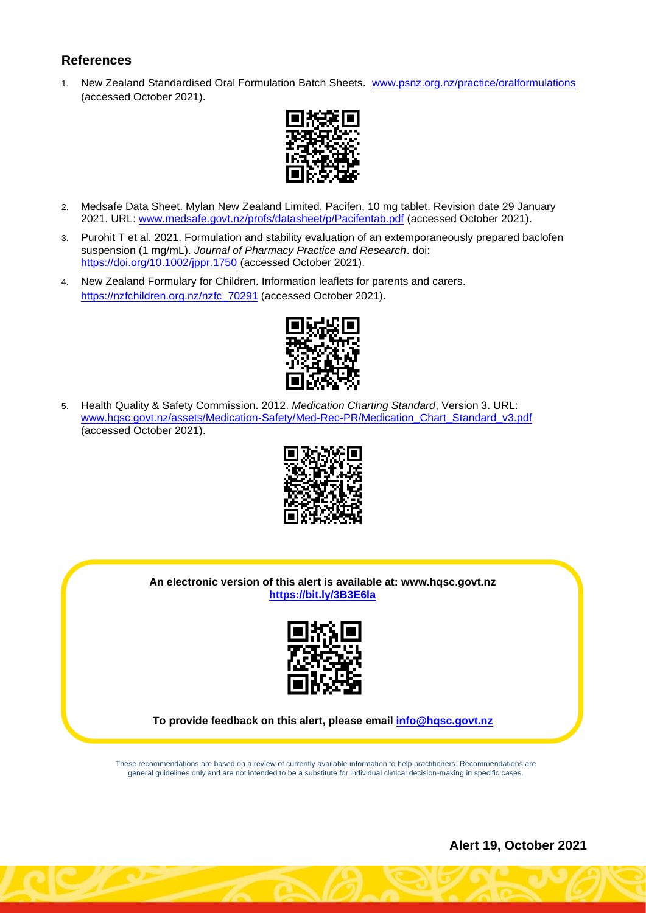## References

1. New Zealand Standardised Oral Formulation Batch Sheets. www.psnz.org.nz/practice/oralformulations (accessed October 2021).
2. Medsafe Data Sheet. Mylan New Zealand Limited, Pacifen, 10 mg tablet. Revision date 29 January 2021. URL: www.medsafe.govt.nz/profs/datasheet/p/Pacifentab.pdf (accessed October 2021).
3. Purohit T et al. 2021. Formulation and stability evaluation of an extemporaneously prepared baclofen suspension (1 mg/mL). *Journal of Pharmacy Practice and Research*. doi: https://doi.org/10.1002/jppr.1750 (accessed October 2021).
4. New Zealand Formulary for Children. Information leaflets for parents and carers. https://nzfchildren.org.nz/nzfc_70291 (accessed October 2021).
5. Health Quality & Safety Commission. 2012. *Medication Charting Standard*, Version 3. URL: www.hqsc.govt.nz/assets/Medication-Safety/Med-Rec-PR/Medication_Chart_Standard_v3.pdf (accessed October 2021).

**An electronic version of this alert is available at: www.hqsc.govt.nz**
**https://bit.ly/3B3E6la**

**To provide feedback on this alert, please email info@hqsc.govt.nz**

These recommendations are based on a review of currently available information to help practitioners. Recommendations are general guidelines only and are not intended to be a substitute for individual clinical decision-making in specific cases.

**Alert 19, October 2021**